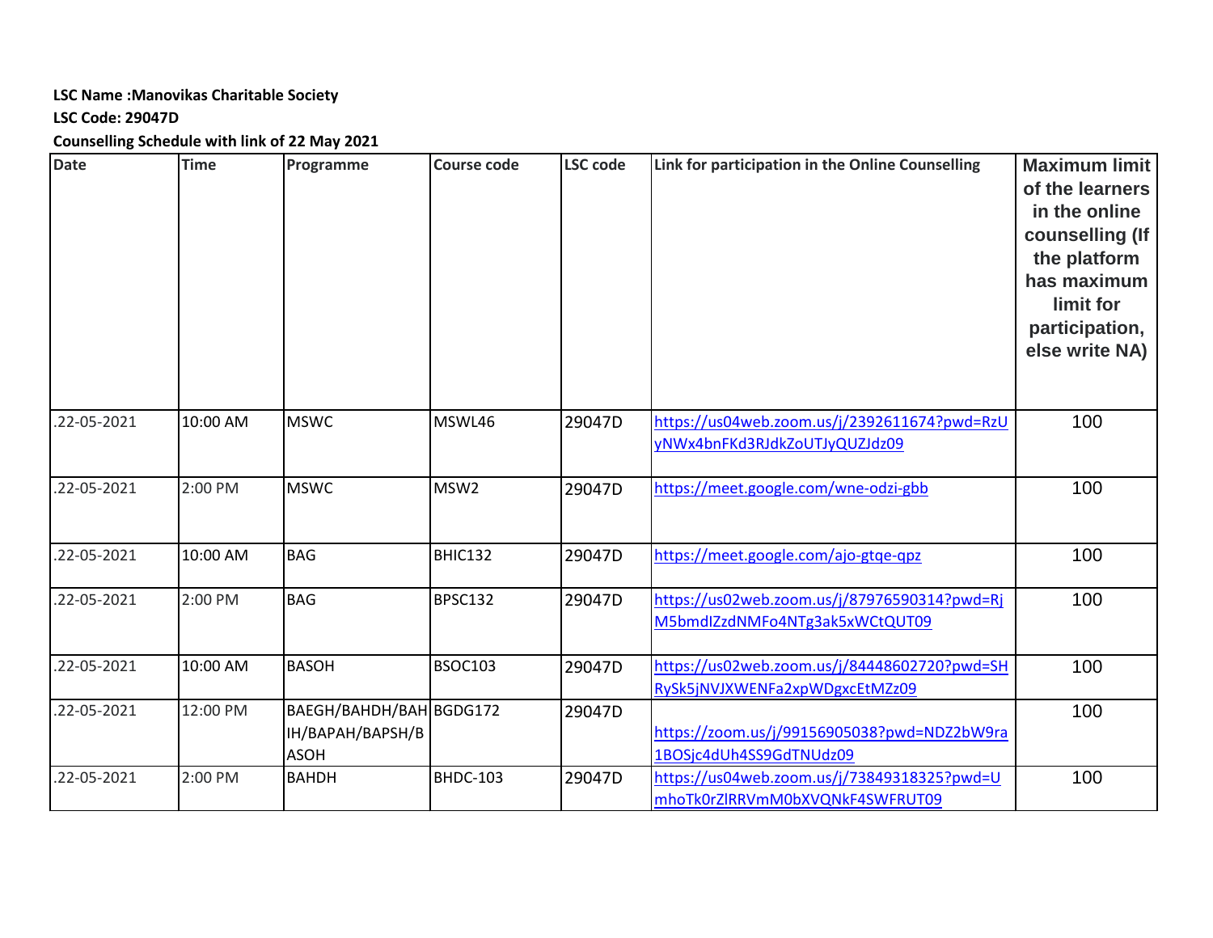**LSC Name :Manovikas Charitable Society**

**LSC Code: 29047D**

**Counselling Schedule with link of 22 May 2021**

| Date | Time | Programme | Course code | LSC code | Link for participation in the Online Counselling | Maximum limit of the learners in the online counselling (If the platform has maximum limit for participation, else write NA) |
|---|---|---|---|---|---|---|
| .22-05-2021 | 10:00 AM | MSWC | MSWL46 | 29047D | https://us04web.zoom.us/j/2392611674?pwd=RzUyNWx4bnFKd3RJdkZoUTJyQUZJdz09 | 100 |
| .22-05-2021 | 2:00 PM | MSWC | MSW2 | 29047D | https://meet.google.com/wne-odzi-gbb | 100 |
| .22-05-2021 | 10:00 AM | BAG | BHIC132 | 29047D | https://meet.google.com/ajo-gtqe-qpz | 100 |
| .22-05-2021 | 2:00 PM | BAG | BPSC132 | 29047D | https://us02web.zoom.us/j/87976590314?pwd=RjM5bmdIZzdNMFo4NTg3ak5xWCtQUT09 | 100 |
| .22-05-2021 | 10:00 AM | BASOH | BSOC103 | 29047D | https://us02web.zoom.us/j/84448602720?pwd=SHRySk5jNVJXWENFa2xpWDgxcEtMZz09 | 100 |
| .22-05-2021 | 12:00 PM | BAEGH/BAHDH/BAHIH/BAPAH/BAPSH/BASOH | BGDG172 | 29047D | https://zoom.us/j/99156905038?pwd=NDZ2bW9ra1BOSjc4dUh4SS9GdTNUdz09 | 100 |
| .22-05-2021 | 2:00 PM | BAHDH | BHDC-103 | 29047D | https://us04web.zoom.us/j/73849318325?pwd=UmhoTk0rZlRRVmM0bXVQNkF4SWFRUT09 | 100 |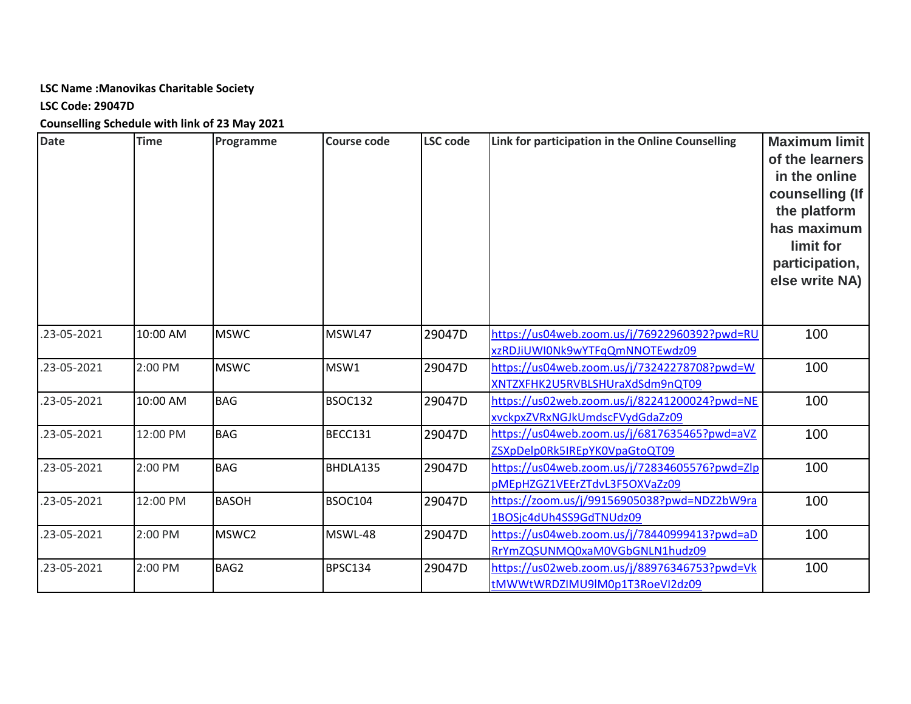**LSC Name :Manovikas Charitable Society**

**LSC Code: 29047D**

**Counselling Schedule with link of 23 May 2021**

| Date | Time | Programme | Course code | LSC code | Link for participation in the Online Counselling | Maximum limit of the learners in the online counselling (If the platform has maximum limit for participation, else write NA) |
|---|---|---|---|---|---|---|
| .23-05-2021 | 10:00 AM | MSWC | MSWL47 | 29047D | https://us04web.zoom.us/j/76922960392?pwd=RUxzRDJiUWI0Nk9wYTFqQmNNOTEwdz09 | 100 |
| .23-05-2021 | 2:00 PM | MSWC | MSW1 | 29047D | https://us04web.zoom.us/j/73242278708?pwd=WXNTZXFHK2U5RVBLSHUraXdSdm9nQT09 | 100 |
| .23-05-2021 | 10:00 AM | BAG | BSOC132 | 29047D | https://us02web.zoom.us/j/82241200024?pwd=NExvckpxZVRxNGJkUmdscFVydGdaZz09 | 100 |
| .23-05-2021 | 12:00 PM | BAG | BECC131 | 29047D | https://us04web.zoom.us/j/6817635465?pwd=aVZZSXpDelp0Rk5IREpYK0VpaGtoQT09 | 100 |
| .23-05-2021 | 2:00 PM | BAG | BHDLA135 | 29047D | https://us04web.zoom.us/j/72834605576?pwd=ZlppMEpHZGZ1VEErZTdvL3F5OXVaZz09 | 100 |
| .23-05-2021 | 12:00 PM | BASOH | BSOC104 | 29047D | https://zoom.us/j/99156905038?pwd=NDZ2bW9ra1BOSjc4dUh4SS9GdTNUdz09 | 100 |
| .23-05-2021 | 2:00 PM | MSWC2 | MSWL-48 | 29047D | https://us04web.zoom.us/j/78440999413?pwd=aDRrYmZQSUNMQ0xaM0VGbGNLN1hudz09 | 100 |
| .23-05-2021 | 2:00 PM | BAG2 | BPSC134 | 29047D | https://us02web.zoom.us/j/88976346753?pwd=VktMWWtWRDZIMU9lM0p1T3RoeVI2dz09 | 100 |